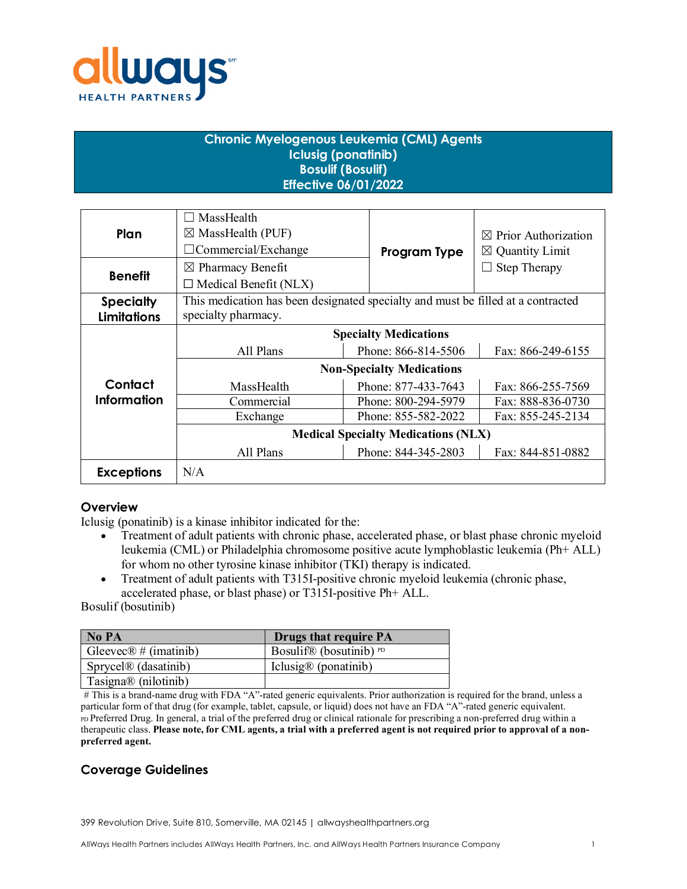allways HEALTH PARTNERS

# Chronic Myelogenous Leukemia (CML) Agents
# Iclusig (ponatinib)
# Bosulif (Bosulif)
# Effective 06/01/2022

| | | | | |
|---|---|---|---|---|
| **Plan** | ☐ MassHealth<br>☒ MassHealth (PUF)<br>☐ Commercial/Exchange | | **Program Type** | ☒ Prior Authorization<br>☒ Quantity Limit<br>☐ Step Therapy |
| **Benefit** | ☒ Pharmacy Benefit<br>☐ Medical Benefit (NLX) | | | |
| **Specialty Limitations** | This medication has been designated specialty and must be filled at a contracted specialty pharmacy. | | | |
| **Contact Information** | **Specialty Medications** | | | |
| | All Plans | Phone: 866-814-5506 | Fax: 866-249-6155 | |
| | **Non-Specialty Medications** | | | |
| | MassHealth | Phone: 877-433-7643 | Fax: 866-255-7569 | |
| | Commercial | Phone: 800-294-5979 | Fax: 888-836-0730 | |
| | Exchange | Phone: 855-582-2022 | Fax: 855-245-2134 | |
| | **Medical Specialty Medications (NLX)** | | | |
| | All Plans | Phone: 844-345-2803 | Fax: 844-851-0882 | |
| **Exceptions** | N/A | | | |

## Overview

Iclusig (ponatinib) is a kinase inhibitor indicated for the:

- Treatment of adult patients with chronic phase, accelerated phase, or blast phase chronic myeloid leukemia (CML) or Philadelphia chromosome positive acute lymphoblastic leukemia (Ph+ ALL) for whom no other tyrosine kinase inhibitor (TKI) therapy is indicated.
- Treatment of adult patients with T315I-positive chronic myeloid leukemia (chronic phase, accelerated phase, or blast phase) or T315I-positive Ph+ ALL.

Bosulif (bosutinib)

| No PA | Drugs that require PA |
|---|---|
| Gleevec® # (imatinib) | Bosulif® (bosutinib) PD |
| Sprycel® (dasatinib) | Iclusig® (ponatinib) |
| Tasigna® (nilotinib) | |

# This is a brand-name drug with FDA "A"-rated generic equivalents. Prior authorization is required for the brand, unless a particular form of that drug (for example, tablet, capsule, or liquid) does not have an FDA "A"-rated generic equivalent.
PD Preferred Drug. In general, a trial of the preferred drug or clinical rationale for prescribing a non-preferred drug within a therapeutic class. **Please note, for CML agents, a trial with a preferred agent is not required prior to approval of a non-preferred agent.**

## Coverage Guidelines

399 Revolution Drive, Suite 810, Somerville, MA 02145 | allwayshealthpartners.org

AllWays Health Partners includes AllWays Health Partners, Inc. and AllWays Health Partners Insurance Company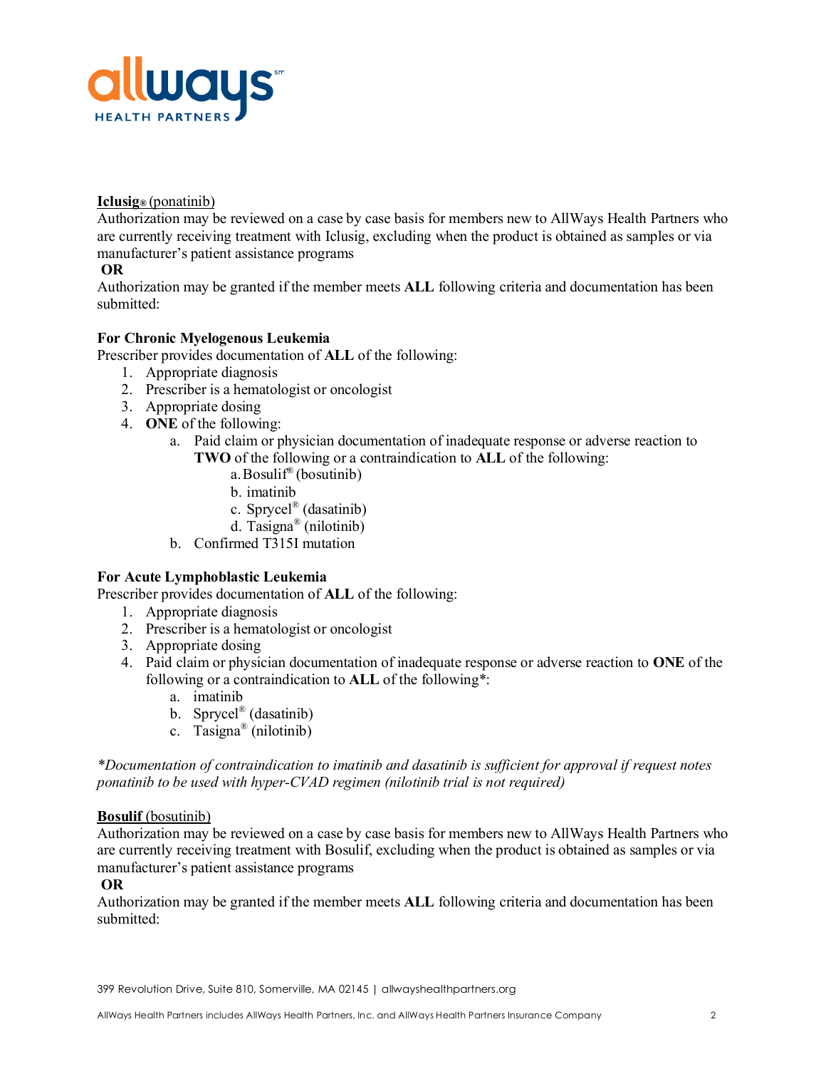**Iclusig® (ponatinib)**
Authorization may be reviewed on a case by case basis for members new to AllWays Health Partners who are currently receiving treatment with Iclusig, excluding when the product is obtained as samples or via manufacturer's patient assistance programs

**OR**

Authorization may be granted if the member meets **ALL** following criteria and documentation has been submitted:

**For Chronic Myelogenous Leukemia**

Prescriber provides documentation of **ALL** of the following:

1. Appropriate diagnosis
2. Prescriber is a hematologist or oncologist
3. Appropriate dosing
4. **ONE** of the following:
   a. Paid claim or physician documentation of inadequate response or adverse reaction to **TWO** of the following or a contraindication to **ALL** of the following:
      a. Bosulif® (bosutinib)
      b. imatinib
      c. Sprycel® (dasatinib)
      d. Tasigna® (nilotinib)

   b. Confirmed T315I mutation

**For Acute Lymphoblastic Leukemia**

Prescriber provides documentation of **ALL** of the following:

1. Appropriate diagnosis
2. Prescriber is a hematologist or oncologist
3. Appropriate dosing
4. Paid claim or physician documentation of inadequate response or adverse reaction to **ONE** of the following or a contraindication to **ALL** of the following*:
   a. imatinib
   b. Sprycel® (dasatinib)
   c. Tasigna® (nilotinib)

*\*Documentation of contraindication to imatinib and dasatinib is sufficient for approval if request notes ponatinib to be used with hyper-CVAD regimen (nilotinib trial is not required)*

**Bosulif (bosutinib)**
Authorization may be reviewed on a case by case basis for members new to AllWays Health Partners who are currently receiving treatment with Bosulif, excluding when the product is obtained as samples or via manufacturer's patient assistance programs

**OR**

Authorization may be granted if the member meets **ALL** following criteria and documentation has been submitted: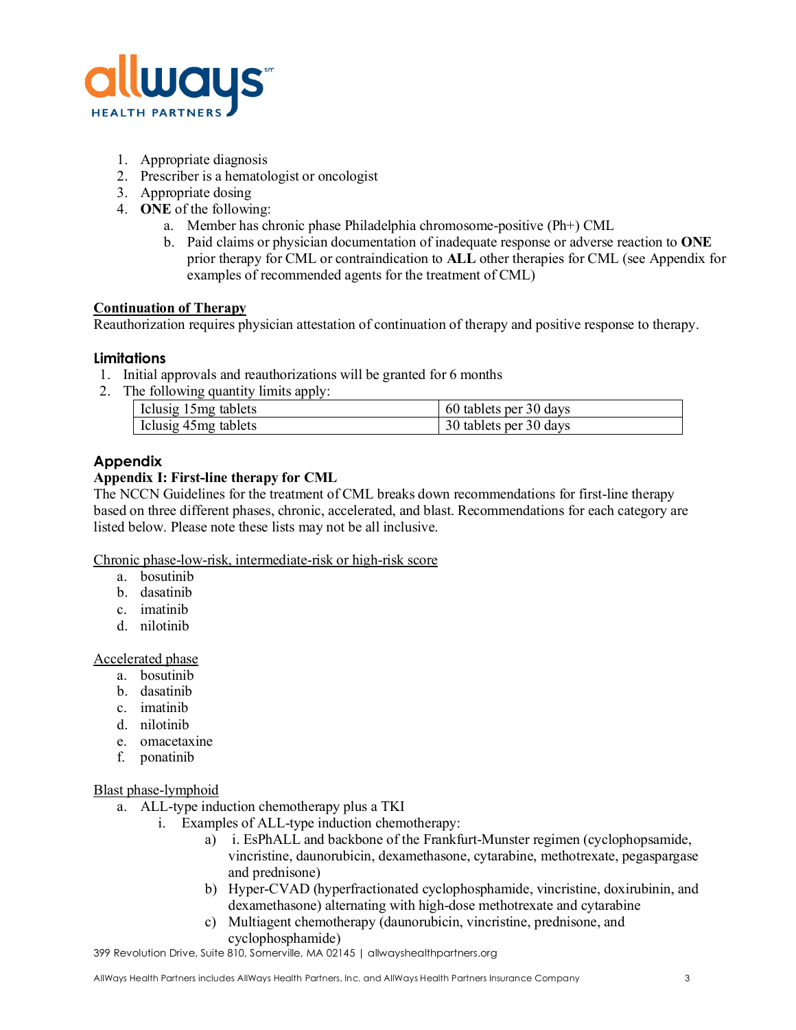1. Appropriate diagnosis
2. Prescriber is a hematologist or oncologist
3. Appropriate dosing
4. **ONE** of the following:
   a. Member has chronic phase Philadelphia chromosome-positive (Ph+) CML
   b. Paid claims or physician documentation of inadequate response or adverse reaction to **ONE** prior therapy for CML or contraindication to **ALL** other therapies for CML (see Appendix for examples of recommended agents for the treatment of CML)

<u>Continuation of Therapy</u>
Reauthorization requires physician attestation of continuation of therapy and positive response to therapy.

## Limitations

1. Initial approvals and reauthorizations will be granted for 6 months
2. The following quantity limits apply:

| Iclusig 15mg tablets | 60 tablets per 30 days |
|---|---|
| Iclusig 45mg tablets | 30 tablets per 30 days |

## Appendix

**Appendix I: First-line therapy for CML**
The NCCN Guidelines for the treatment of CML breaks down recommendations for first-line therapy based on three different phases, chronic, accelerated, and blast. Recommendations for each category are listed below. Please note these lists may not be all inclusive.

<u>Chronic phase-low-risk, intermediate-risk or high-risk score</u>
   a. bosutinib
   b. dasatinib
   c. imatinib
   d. nilotinib

<u>Accelerated phase</u>
   a. bosutinib
   b. dasatinib
   c. imatinib
   d. nilotinib
   e. omacetaxine
   f. ponatinib

<u>Blast phase-lymphoid</u>
   a. ALL-type induction chemotherapy plus a TKI
      i. Examples of ALL-type induction chemotherapy:
         a) i. EsPhALL and backbone of the Frankfurt-Munster regimen (cyclophopsamide, vincristine, daunorubicin, dexamethasone, cytarabine, methotrexate, pegaspargase and prednisone)
         b) Hyper-CVAD (hyperfractionated cyclophosphamide, vincristine, doxirubinin, and dexamethasone) alternating with high-dose methotrexate and cytarabine
         c) Multiagent chemotherapy (daunorubicin, vincristine, prednisone, and cyclophosphamide)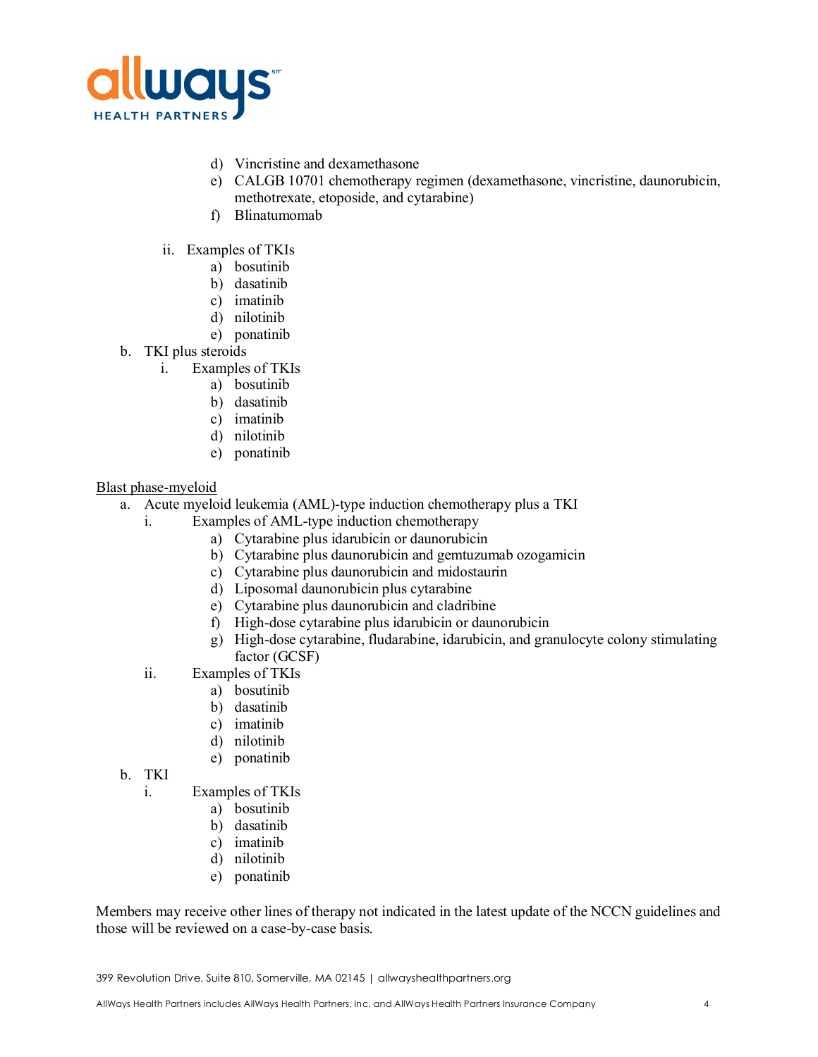d) Vincristine and dexamethasone
e) CALGB 10701 chemotherapy regimen (dexamethasone, vincristine, daunorubicin, methotrexate, etoposide, and cytarabine)
f) Blinatumomab

ii. Examples of TKIs
a) bosutinib
b) dasatinib
c) imatinib
d) nilotinib
e) ponatinib

b. TKI plus steroids
i. Examples of TKIs
a) bosutinib
b) dasatinib
c) imatinib
d) nilotinib
e) ponatinib

<u>Blast phase-myeloid</u>

a. Acute myeloid leukemia (AML)-type induction chemotherapy plus a TKI
i. Examples of AML-type induction chemotherapy
a) Cytarabine plus idarubicin or daunorubicin
b) Cytarabine plus daunorubicin and gemtuzumab ozogamicin
c) Cytarabine plus daunorubicin and midostaurin
d) Liposomal daunorubicin plus cytarabine
e) Cytarabine plus daunorubicin and cladribine
f) High-dose cytarabine plus idarubicin or daunorubicin
g) High-dose cytarabine, fludarabine, idarubicin, and granulocyte colony stimulating factor (GCSF)

ii. Examples of TKIs
a) bosutinib
b) dasatinib
c) imatinib
d) nilotinib
e) ponatinib

b. TKI
i. Examples of TKIs
a) bosutinib
b) dasatinib
c) imatinib
d) nilotinib
e) ponatinib

Members may receive other lines of therapy not indicated in the latest update of the NCCN guidelines and those will be reviewed on a case-by-case basis.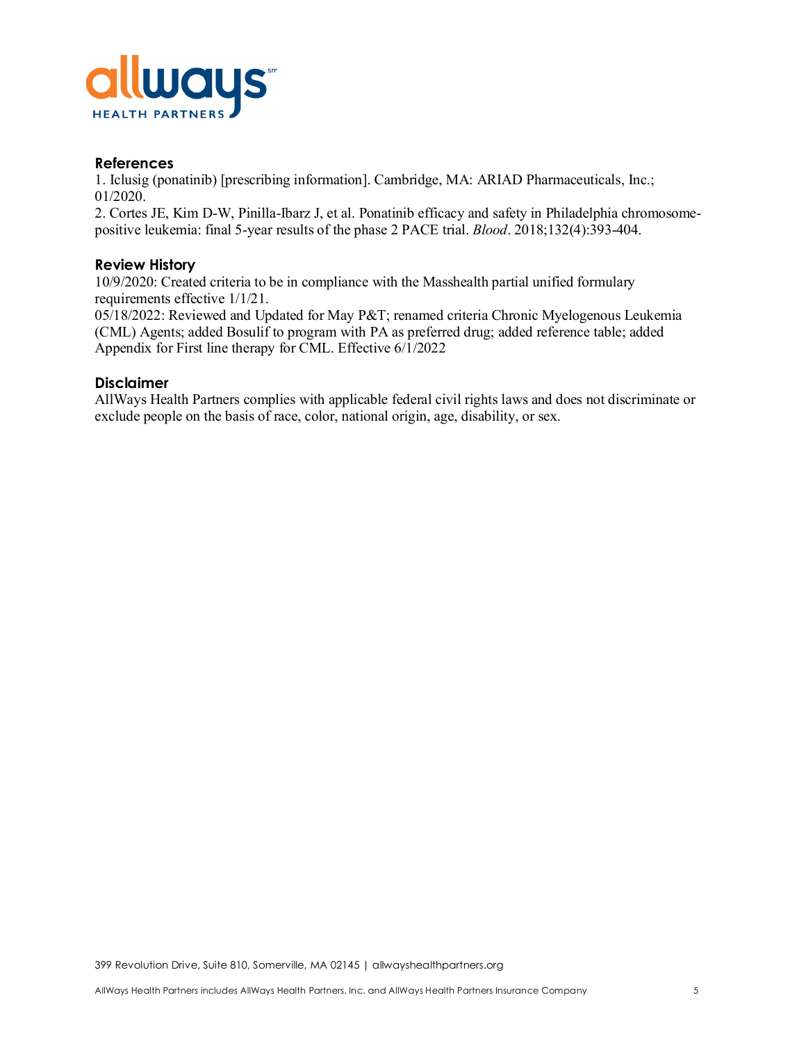## References

1. Iclusig (ponatinib) [prescribing information]. Cambridge, MA: ARIAD Pharmaceuticals, Inc.; 01/2020.
2. Cortes JE, Kim D-W, Pinilla-Ibarz J, et al. Ponatinib efficacy and safety in Philadelphia chromosome-positive leukemia: final 5-year results of the phase 2 PACE trial. *Blood*. 2018;132(4):393-404.

## Review History

10/9/2020: Created criteria to be in compliance with the Masshealth partial unified formulary requirements effective 1/1/21.

05/18/2022: Reviewed and Updated for May P&T; renamed criteria Chronic Myelogenous Leukemia (CML) Agents; added Bosulif to program with PA as preferred drug; added reference table; added Appendix for First line therapy for CML. Effective 6/1/2022

## Disclaimer

AllWays Health Partners complies with applicable federal civil rights laws and does not discriminate or exclude people on the basis of race, color, national origin, age, disability, or sex.